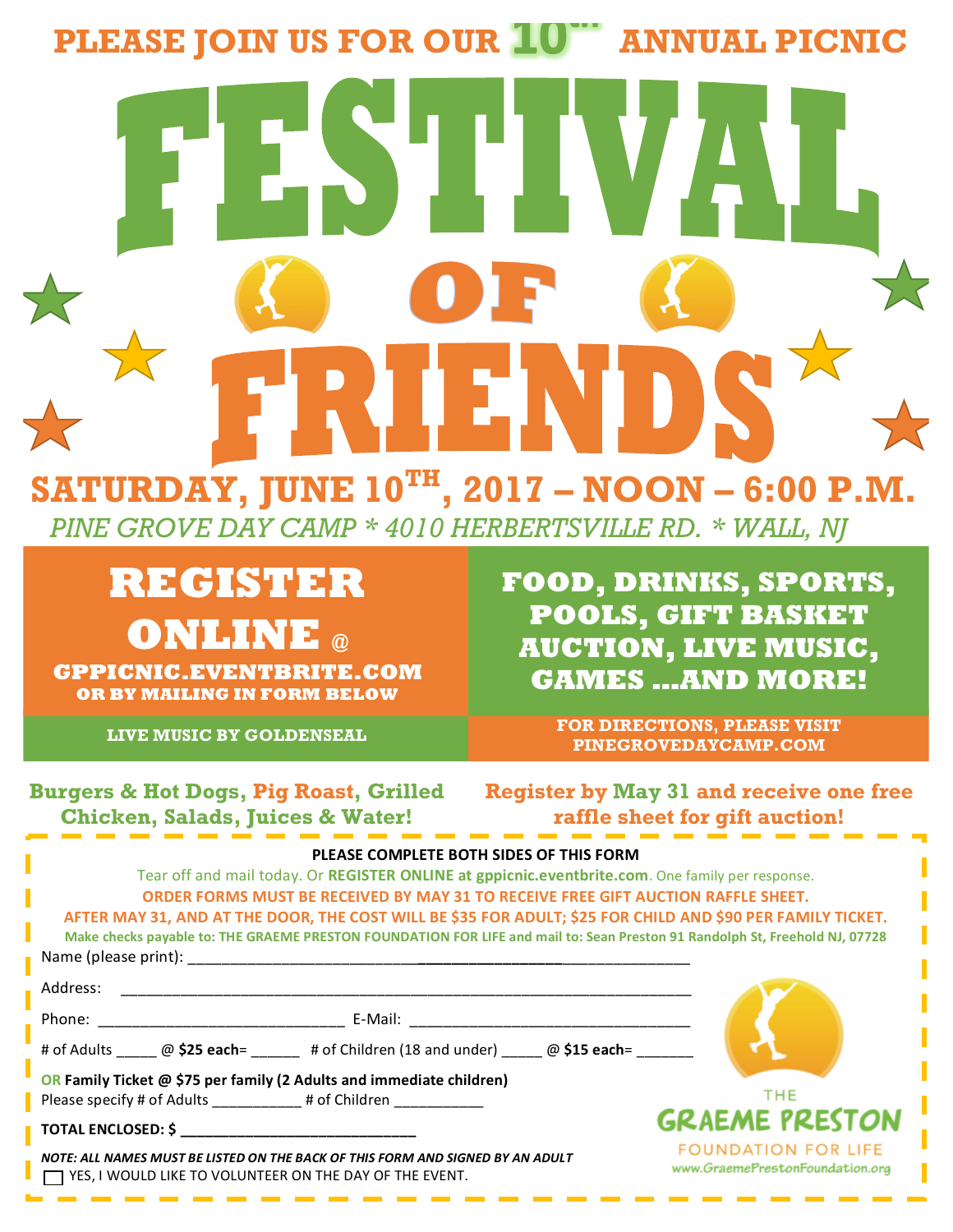PLEASE JOIN US FOR OUR 10TH ANNUAL PICNIC

# FESTIVAL OF FRIENDS

## SATURDAY, JUNE 10TH, 2017 – NOON – 6:00 P.M.

*PINE GROVE DAY CAMP * 4010 HERBERTSVILLE RD. * WALL, NJ*

**REGISTER ONLINE @ GPPICNIC.EVENTBRITE.COM OR BY MAILING IN FORM BELOW**

**FOOD, DRINKS, SPORTS, POOLS, GIFT BASKET AUCTION, LIVE MUSIC, GAMES …AND MORE!**

**LIVE MUSIC BY GOLDENSEAL**

**FOR DIRECTIONS, PLEASE VISIT PINEGROVEDAYCAMP.COM**

**Burgers & Hot Dogs, Pig Roast, Grilled Chicken, Salads, Juices & Water!**

**Register by May 31 and receive one free raffle sheet for gift auction!**

---

**PLEASE COMPLETE BOTH SIDES OF THIS FORM**

Tear off and mail today. Or **REGISTER ONLINE at gppicnic.eventbrite.com**. One family per response.

**ORDER FORMS MUST BE RECEIVED BY MAY 31 TO RECEIVE FREE GIFT AUCTION RAFFLE SHEET.**

**AFTER MAY 31, AND AT THE DOOR, THE COST WILL BE $35 FOR ADULT; $25 FOR CHILD AND $90 PER FAMILY TICKET.**

**Make checks payable to: THE GRAEME PRESTON FOUNDATION FOR LIFE and mail to: Sean Preston 91 Randolph St, Freehold NJ, 07728**

Name (please print): ______________________________________________

Address: ______________________________________________

Phone: ______________________ E-Mail: ______________________

\# of Adults _____ @ **$25 each**= ______ # of Children (18 and under) _____ @ **$15 each**= _______

**OR Family Ticket @ $75 per family (2 Adults and immediate children)**

Please specify # of Adults ___________ # of Children ___________

**TOTAL ENCLOSED: $ ___________________________**

***NOTE: ALL NAMES MUST BE LISTED ON THE BACK OF THIS FORM AND SIGNED BY AN ADULT***

☐ YES, I WOULD LIKE TO VOLUNTEER ON THE DAY OF THE EVENT.

THE GRAEME PRESTON FOUNDATION FOR LIFE
www.GraemePrestonFoundation.org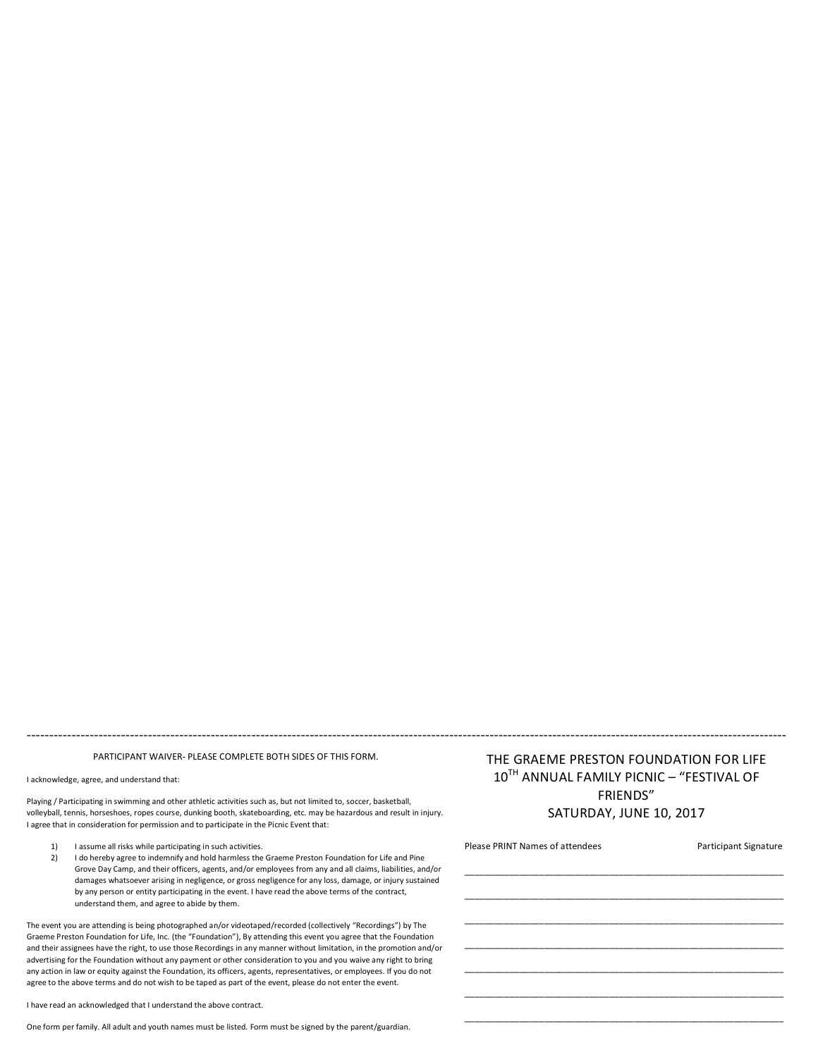---

PARTICIPANT WAIVER- PLEASE COMPLETE BOTH SIDES OF THIS FORM.

I acknowledge, agree, and understand that:

Playing / Participating in swimming and other athletic activities such as, but not limited to, soccer, basketball, volleyball, tennis, horseshoes, ropes course, dunking booth, skateboarding, etc. may be hazardous and result in injury. I agree that in consideration for permission and to participate in the Picnic Event that:

1) I assume all risks while participating in such activities.
2) I do hereby agree to indemnify and hold harmless the Graeme Preston Foundation for Life and Pine Grove Day Camp, and their officers, agents, and/or employees from any and all claims, liabilities, and/or damages whatsoever arising in negligence, or gross negligence for any loss, damage, or injury sustained by any person or entity participating in the event. I have read the above terms of the contract, understand them, and agree to abide by them.

The event you are attending is being photographed an/or videotaped/recorded (collectively "Recordings") by The Graeme Preston Foundation for Life, Inc. (the "Foundation"), By attending this event you agree that the Foundation and their assignees have the right, to use those Recordings in any manner without limitation, in the promotion and/or advertising for the Foundation without any payment or other consideration to you and you waive any right to bring any action in law or equity against the Foundation, its officers, agents, representatives, or employees. If you do not agree to the above terms and do not wish to be taped as part of the event, please do not enter the event.

I have read an acknowledged that I understand the above contract.

One form per family. All adult and youth names must be listed. Form must be signed by the parent/guardian.

## THE GRAEME PRESTON FOUNDATION FOR LIFE
## 10TH ANNUAL FAMILY PICNIC – "FESTIVAL OF FRIENDS"
## SATURDAY, JUNE 10, 2017

| Please PRINT Names of attendees | Participant Signature |
| --- | --- |
| | |
| | |
| | |
| | |
| | |
| | |
| | |